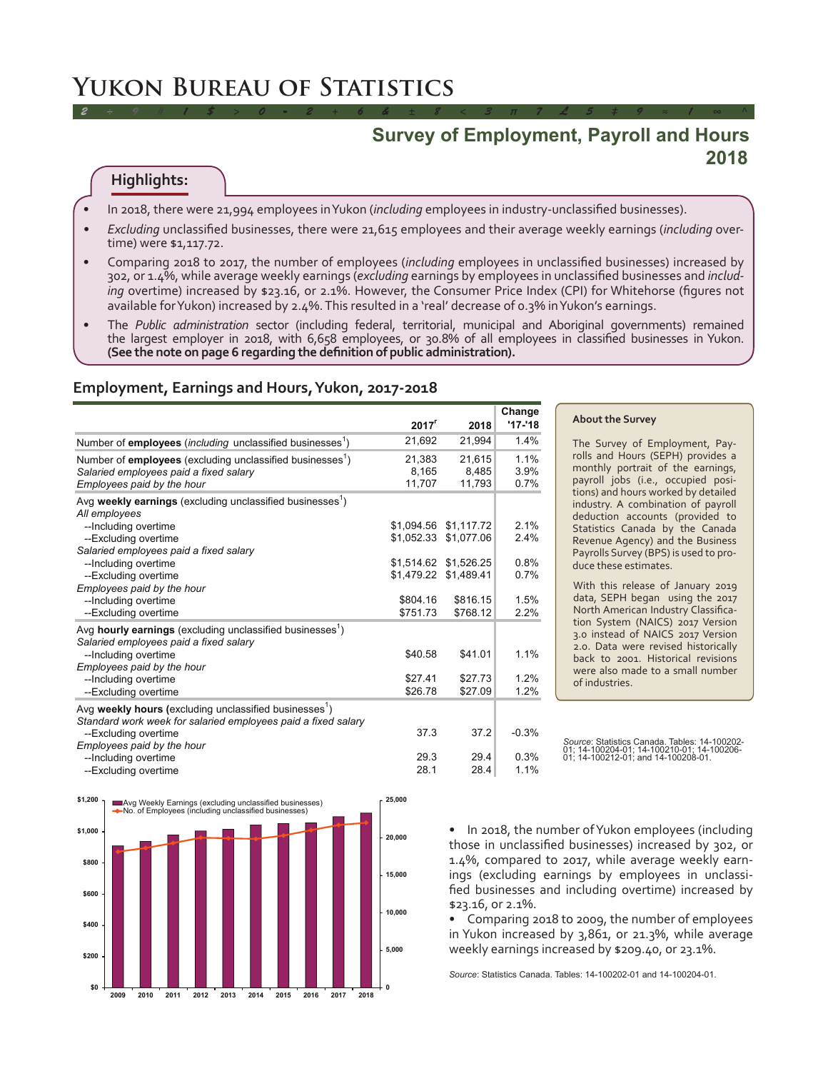# Yukon Bureau of Statistics

## Survey of Employment, Payroll and Hours 2018

### Highlights:

- In 2018, there were 21,994 employees in Yukon (*including* employees in industry-unclassified businesses).
- *Excluding* unclassified businesses, there were 21,615 employees and their average weekly earnings (*including* overtime) were $1,117.72.
- Comparing 2018 to 2017, the number of employees (*including* employees in unclassified businesses) increased by 302, or 1.4%, while average weekly earnings (*excluding* earnings by employees in unclassified businesses and *including* overtime) increased by $23.16, or 2.1%. However, the Consumer Price Index (CPI) for Whitehorse (figures not available for Yukon) increased by 2.4%. This resulted in a 'real' decrease of 0.3% in Yukon's earnings.
- The *Public administration* sector (including federal, territorial, municipal and Aboriginal governments) remained the largest employer in 2018, with 6,658 employees, or 30.8% of all employees in classified businesses in Yukon. **(See the note on page 6 regarding the definition of public administration).**

### Employment, Earnings and Hours, Yukon, 2017-2018

| | 2017[r] | 2018 | Change '17-'18 |
|---|---|---|---|
| Number of **employees** (*including* unclassified businesses[1]) | 21,692 | 21,994 | 1.4% |
| Number of **employees** (excluding unclassified businesses[1]) | 21,383 | 21,615 | 1.1% |
| *Salaried employees paid a fixed salary* | 8,165 | 8,485 | 3.9% |
| *Employees paid by the hour* | 11,707 | 11,793 | 0.7% |
| Avg **weekly earnings** (excluding unclassified businesses[1]) | | | |
| *All employees* | | | |
| --Including overtime | $1,094.56 | $1,117.72 | 2.1% |
| --Excluding overtime | $1,052.33 | $1,077.06 | 2.4% |
| *Salaried employees paid a fixed salary* | | | |
| --Including overtime | $1,514.62 | $1,526.25 | 0.8% |
| --Excluding overtime | $1,479.22 | $1,489.41 | 0.7% |
| *Employees paid by the hour* | | | |
| --Including overtime | $804.16 | $816.15 | 1.5% |
| --Excluding overtime | $751.73 | $768.12 | 2.2% |
| Avg **hourly earnings** (excluding unclassified businesses[1]) | | | |
| *Salaried employees paid a fixed salary* | | | |
| --Including overtime | $40.58 | $41.01 | 1.1% |
| *Employees paid by the hour* | | | |
| --Including overtime | $27.41 | $27.73 | 1.2% |
| --Excluding overtime | $26.78 | $27.09 | 1.2% |
| Avg **weekly hours** (excluding unclassified businesses[1]) | | | |
| *Standard work week for salaried employees paid a fixed salary* | | | |
| --Excluding overtime | 37.3 | 37.2 | -0.3% |
| *Employees paid by the hour* | | | |
| --Including overtime | 29.3 | 29.4 | 0.3% |
| --Excluding overtime | 28.1 | 28.4 | 1.1% |

*Source*: Statistics Canada. Tables: 14-100202-01; 14-100204-01; 14-100210-01; 14-100206-01; 14-100212-01; and 14-100208-01.

#### About the Survey

The Survey of Employment, Payrolls and Hours (SEPH) provides a monthly portrait of the earnings, payroll jobs (i.e., occupied positions) and hours worked by detailed industry. A combination of payroll deduction accounts (provided to Statistics Canada by the Canada Revenue Agency) and the Business Payrolls Survey (BPS) is used to produce these estimates.

With this release of January 2019 data, SEPH began using the 2017 North American Industry Classification System (NAICS) 2017 Version 3.0 instead of NAICS 2017 Version 2.0. Data were revised historically back to 2001. Historical revisions were also made to a small number of industries.

- In 2018, the number of Yukon employees (including those in unclassified businesses) increased by 302, or 1.4%, compared to 2017, while average weekly earnings (excluding earnings by employees in unclassified businesses and including overtime) increased by $23.16, or 2.1%.
- Comparing 2018 to 2009, the number of employees in Yukon increased by 3,861, or 21.3%, while average weekly earnings increased by $209.40, or 23.1%.

*Source*: Statistics Canada. Tables: 14-100202-01 and 14-100204-01.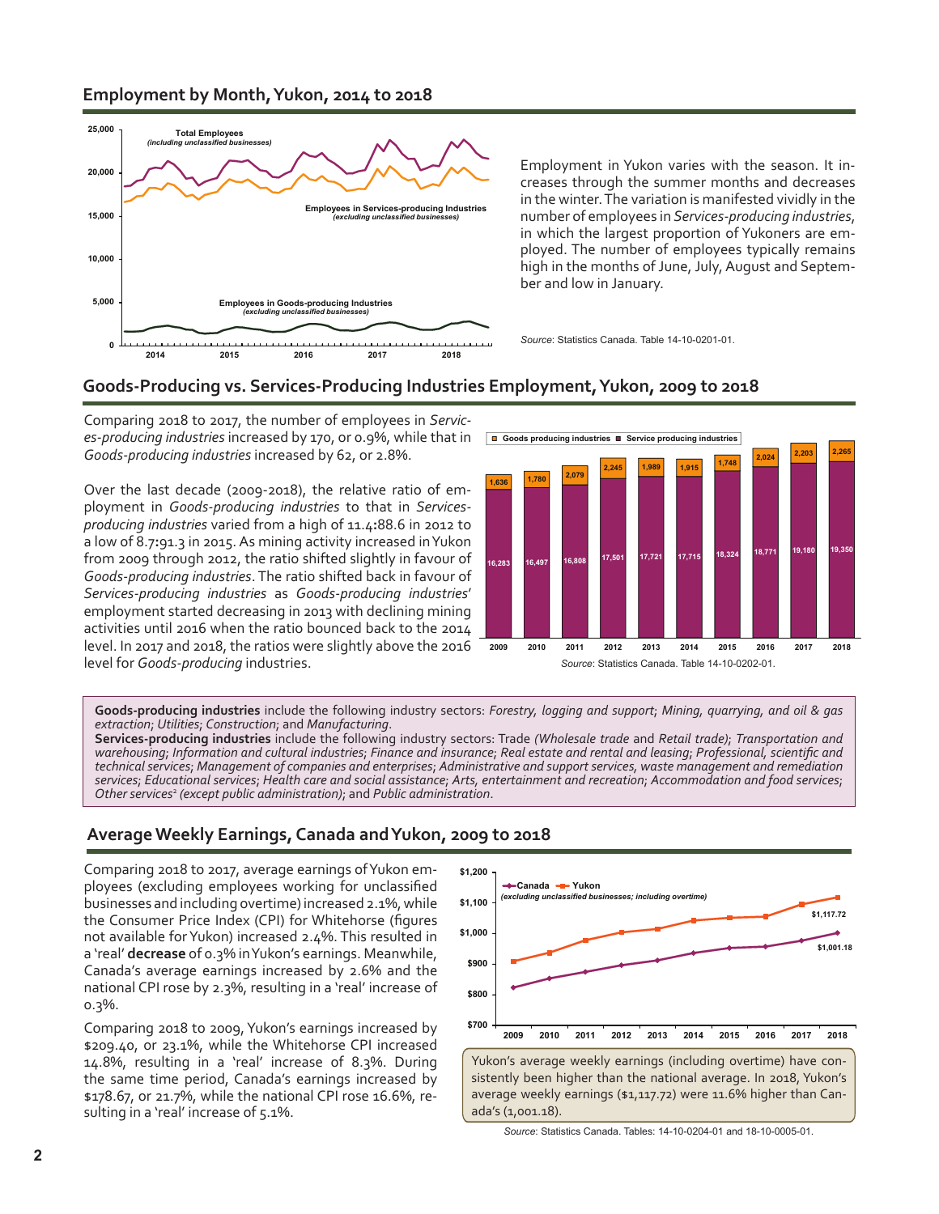## Employment by Month, Yukon, 2014 to 2018

Employment in Yukon varies with the season. It increases through the summer months and decreases in the winter. The variation is manifested vividly in the number of employees in *Services-producing industries*, in which the largest proportion of Yukoners are employed. The number of employees typically remains high in the months of June, July, August and September and low in January.

*Source*: Statistics Canada. Table 14-10-0201-01.

## Goods-Producing vs. Services-Producing Industries Employment, Yukon, 2009 to 2018

Comparing 2018 to 2017, the number of employees in *Services-producing industries* increased by 170, or 0.9%, while that in *Goods-producing industries* increased by 62, or 2.8%.

Over the last decade (2009-2018), the relative ratio of employment in *Goods-producing industries* to that in *Services-producing industries* varied from a high of 11.4:88.6 in 2012 to a low of 8.7:91.3 in 2015. As mining activity increased in Yukon from 2009 through 2012, the ratio shifted slightly in favour of *Goods-producing industries*. The ratio shifted back in favour of *Services-producing industries* as *Goods-producing industries*' employment started decreasing in 2013 with declining mining activities until 2016 when the ratio bounced back to the 2014 level. In 2017 and 2018, the ratios were slightly above the 2016 level for *Goods-producing* industries.

| Year | Goods producing industries | Service producing industries |
|---|---|---|
| 2009 | 1,636 | 16,283 |
| 2010 | 1,780 | 16,497 |
| 2011 | 2,079 | 16,808 |
| 2012 | 2,245 | 17,501 |
| 2013 | 1,989 | 17,721 |
| 2014 | 1,915 | 17,715 |
| 2015 | 1,748 | 18,324 |
| 2016 | 2,024 | 18,771 |
| 2017 | 2,203 | 19,180 |
| 2018 | 2,265 | 19,350 |

*Source*: Statistics Canada. Table 14-10-0202-01.

**Goods-producing industries** include the following industry sectors: *Forestry, logging and support*; *Mining, quarrying, and oil & gas extraction*; *Utilities*; *Construction*; and *Manufacturing*.
**Services-producing industries** include the following industry sectors: Trade *(Wholesale trade* and *Retail trade)*; *Transportation and warehousing*; *Information and cultural industries*; *Finance and insurance*; *Real estate and rental and leasing*; *Professional, scientific and technical services*; *Management of companies and enterprises*; *Administrative and support services, waste management and remediation services*; *Educational services*; *Health care and social assistance*; *Arts, entertainment and recreation*; *Accommodation and food services*; *Other services*[2] *(except public administration)*; and *Public administration*.

## Average Weekly Earnings, Canada and Yukon, 2009 to 2018

Comparing 2018 to 2017, average earnings of Yukon employees (excluding employees working for unclassified businesses and including overtime) increased 2.1%, while the Consumer Price Index (CPI) for Whitehorse (figures not available for Yukon) increased 2.4%. This resulted in a 'real' **decrease** of 0.3% in Yukon's earnings. Meanwhile, Canada's average earnings increased by 2.6% and the national CPI rose by 2.3%, resulting in a 'real' increase of 0.3%.

Comparing 2018 to 2009, Yukon's earnings increased by $209.40, or 23.1%, while the Whitehorse CPI increased 14.8%, resulting in a 'real' increase of 8.3%. During the same time period, Canada's earnings increased by $178.67, or 21.7%, while the national CPI rose 16.6%, resulting in a 'real' increase of 5.1%.

Yukon's average weekly earnings (including overtime) have consistently been higher than the national average. In 2018, Yukon's average weekly earnings ($1,117.72) were 11.6% higher than Canada's (1,001.18).

*Source*: Statistics Canada. Tables: 14-10-0204-01 and 18-10-0005-01.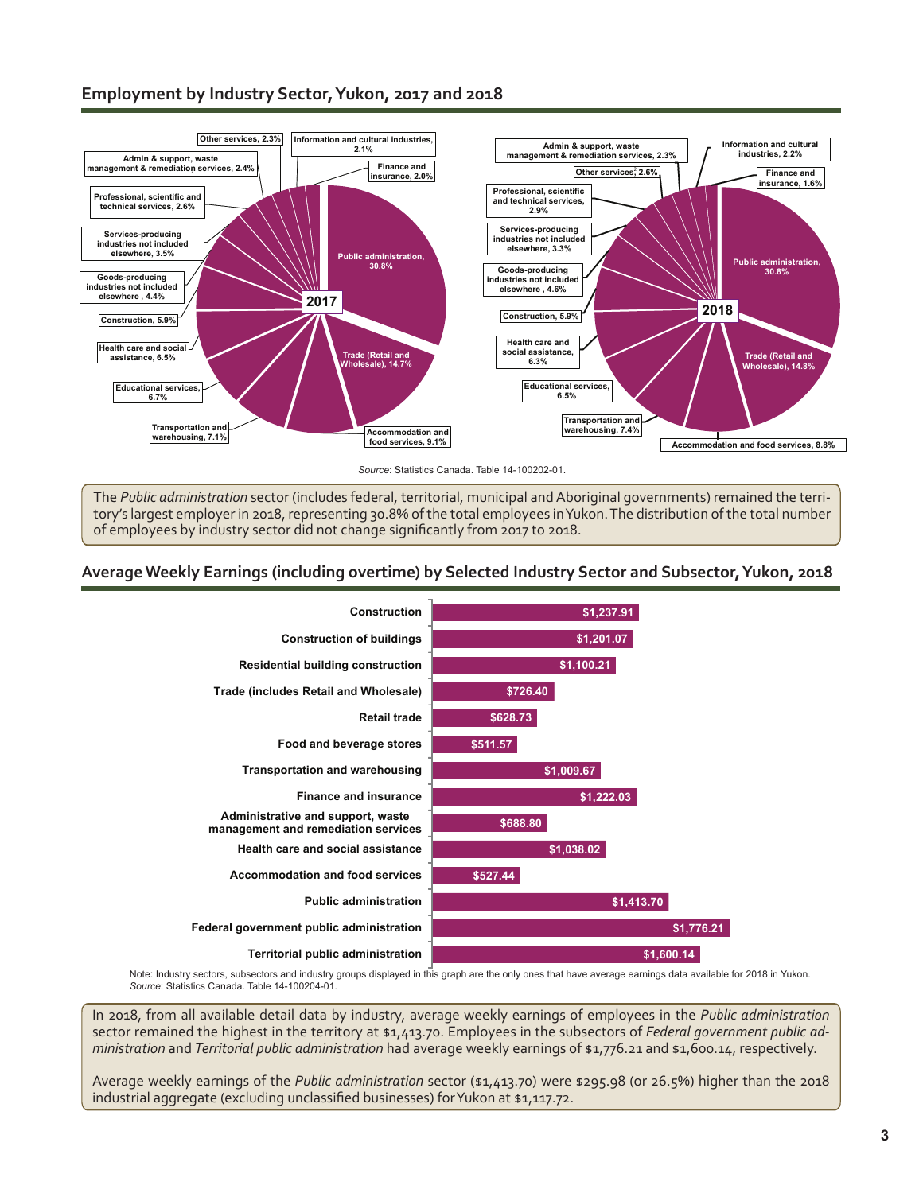## Employment by Industry Sector, Yukon, 2017 and 2018

| Industry sector | 2017 | 2018 |
|---|---|---|
| Public administration | 30.8% | 30.8% |
| Trade (Retail and Wholesale) | 14.7% | 14.8% |
| Accommodation and food services | 9.1% | 8.8% |
| Transportation and warehousing | 7.1% | 7.4% |
| Educational services | 6.7% | 6.5% |
| Health care and social assistance | 6.5% | 6.3% |
| Construction | 5.9% | 5.9% |
| Goods-producing industries not included elsewhere | 4.4% | 4.6% |
| Services-producing industries not included elsewhere | 3.5% | 3.3% |
| Professional, scientific and technical services | 2.6% | 2.9% |
| Admin & support, waste management & remediation services | 2.4% | 2.3% |
| Other services | 2.3% | 2.6% |
| Information and cultural industries | 2.1% | 2.2% |
| Finance and insurance | 2.0% | 1.6% |

*Source*: Statistics Canada. Table 14-100202-01.

The *Public administration* sector (includes federal, territorial, municipal and Aboriginal governments) remained the territory's largest employer in 2018, representing 30.8% of the total employees in Yukon. The distribution of the total number of employees by industry sector did not change significantly from 2017 to 2018.

## Average Weekly Earnings (including overtime) by Selected Industry Sector and Subsector, Yukon, 2018

| Industry sector / subsector | Average weekly earnings |
|---|---|
| Construction | $1,237.91 |
| Construction of buildings | $1,201.07 |
| Residential building construction | $1,100.21 |
| Trade (includes Retail and Wholesale) | $726.40 |
| Retail trade | $628.73 |
| Food and beverage stores | $511.57 |
| Transportation and warehousing | $1,009.67 |
| Finance and insurance | $1,222.03 |
| Administrative and support, waste management and remediation services | $688.80 |
| Health care and social assistance | $1,038.02 |
| Accommodation and food services | $527.44 |
| Public administration | $1,413.70 |
| Federal government public administration | $1,776.21 |
| Territorial public administration | $1,600.14 |

Note: Industry sectors, subsectors and industry groups displayed in this graph are the only ones that have average earnings data available for 2018 in Yukon.
*Source*: Statistics Canada. Table 14-100204-01.

In 2018, from all available detail data by industry, average weekly earnings of employees in the *Public administration* sector remained the highest in the territory at $1,413.70. Employees in the subsectors of *Federal government public administration* and *Territorial public administration* had average weekly earnings of $1,776.21 and $1,600.14, respectively.

Average weekly earnings of the *Public administration* sector ($1,413.70) were $295.98 (or 26.5%) higher than the 2018 industrial aggregate (excluding unclassified businesses) for Yukon at $1,117.72.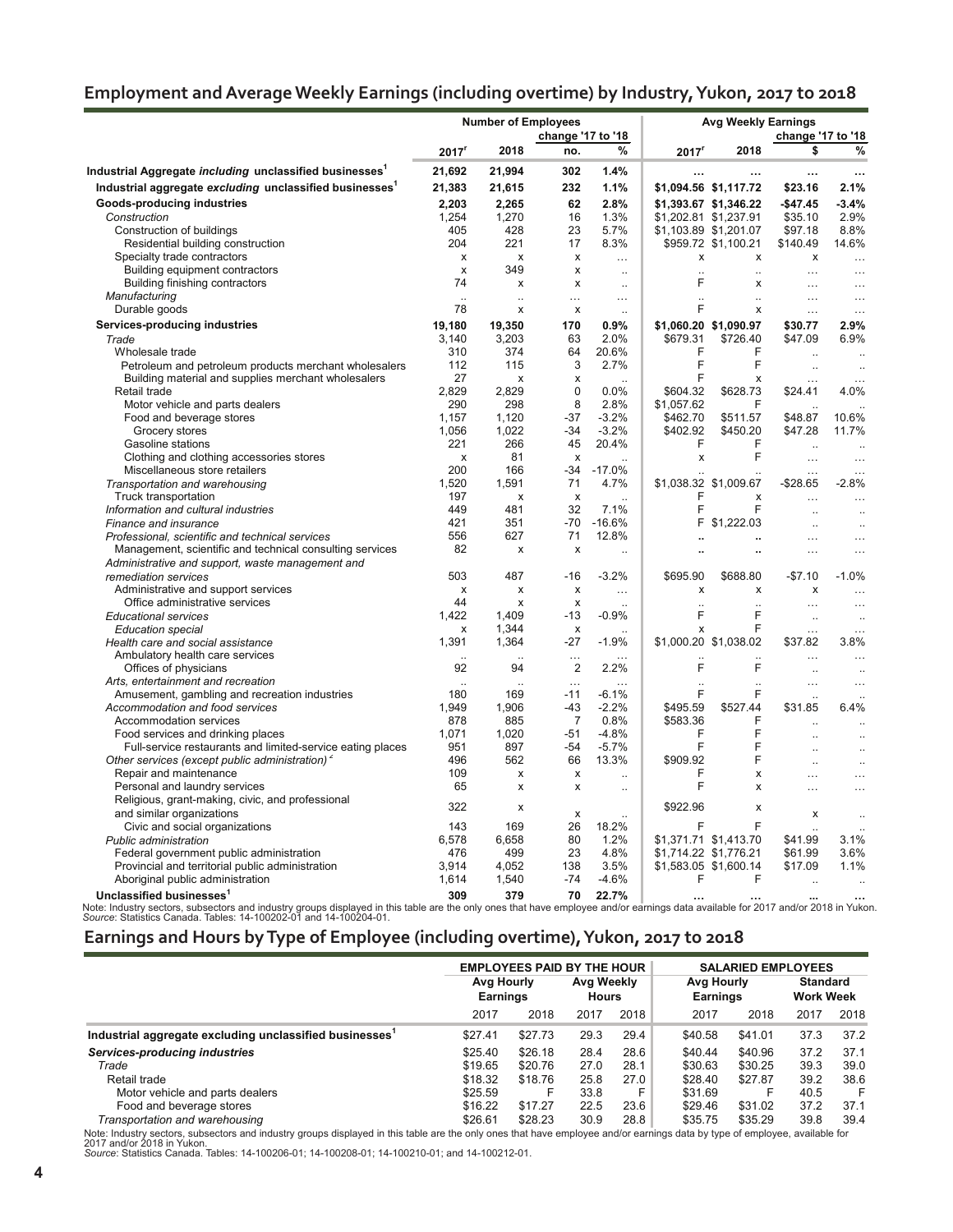## Employment and Average Weekly Earnings (including overtime) by Industry, Yukon, 2017 to 2018

| | Number of Employees | | | | Avg Weekly Earnings | | | |
|---|---|---|---|---|---|---|---|---|
| | | | change '17 to '18 | | | | change '17 to '18 | |
| | 2017[r] | 2018 | no. | % | 2017[r] | 2018 | $ | % |
| **Industrial Aggregate *including* unclassified businesses[1]** | **21,692** | **21,994** | **302** | **1.4%** | **…** | **…** | **…** | **…** |
| **Industrial aggregate *excluding* unclassified businesses[1]** | **21,383** | **21,615** | **232** | **1.1%** | **$1,094.56** | **$1,117.72** | **$23.16** | **2.1%** |
| **Goods-producing industries** | **2,203** | **2,265** | **62** | **2.8%** | **$1,393.67** | **$1,346.22** | **-$47.45** | **-3.4%** |
| *Construction* | 1,254 | 1,270 | 16 | 1.3% | $1,202.81 | $1,237.91 | $35.10 | 2.9% |
| Construction of buildings | 405 | 428 | 23 | 5.7% | $1,103.89 | $1,201.07 | $97.18 | 8.8% |
| Residential building construction | 204 | 221 | 17 | 8.3% | $959.72 | $1,100.21 | $140.49 | 14.6% |
| Specialty trade contractors | x | x | x | … | x | x | x | … |
| Building equipment contractors | x | 349 | x | .. | .. | .. | … | … |
| Building finishing contractors | 74 | x | x | .. | F | x | … | … |
| *Manufacturing* | .. | .. | … | … | .. | .. | … | … |
| Durable goods | 78 | x | x | .. | F | x | … | … |
| **Services-producing industries** | **19,180** | **19,350** | **170** | **0.9%** | **$1,060.20** | **$1,090.97** | **$30.77** | **2.9%** |
| *Trade* | 3,140 | 3,203 | 63 | 2.0% | $679.31 | $726.40 | $47.09 | 6.9% |
| Wholesale trade | 310 | 374 | 64 | 20.6% | F | F | .. | .. |
| Petroleum and petroleum products merchant wholesalers | 112 | 115 | 3 | 2.7% | F | F | .. | .. |
| Building material and supplies merchant wholesalers | 27 | x | x | .. | F | x | … | … |
| Retail trade | 2,829 | 2,829 | 0 | 0.0% | $604.32 | $628.73 | $24.41 | 4.0% |
| Motor vehicle and parts dealers | 290 | 298 | 8 | 2.8% | $1,057.62 | F | .. | .. |
| Food and beverage stores | 1,157 | 1,120 | -37 | -3.2% | $462.70 | $511.57 | $48.87 | 10.6% |
| Grocery stores | 1,056 | 1,022 | -34 | -3.2% | $402.92 | $450.20 | $47.28 | 11.7% |
| Gasoline stations | 221 | 266 | 45 | 20.4% | F | F | .. | .. |
| Clothing and clothing accessories stores | x | 81 | x | .. | x | F | … | … |
| Miscellaneous store retailers | 200 | 166 | -34 | -17.0% | .. | .. | … | … |
| *Transportation and warehousing* | 1,520 | 1,591 | 71 | 4.7% | $1,038.32 | $1,009.67 | -$28.65 | -2.8% |
| Truck transportation | 197 | x | x | .. | F | x | … | … |
| *Information and cultural industries* | 449 | 481 | 32 | 7.1% | F | F | .. | .. |
| *Finance and insurance* | 421 | 351 | -70 | -16.6% | F | $1,222.03 | .. | .. |
| *Professional, scientific and technical services* | 556 | 627 | 71 | 12.8% | .. | .. | … | … |
| Management, scientific and technical consulting services | 82 | x | x | .. | .. | .. | … | … |
| *Administrative and support, waste management and remediation services* | 503 | 487 | -16 | -3.2% | $695.90 | $688.80 | -$7.10 | -1.0% |
| Administrative and support services | x | x | x | … | x | x | x | … |
| Office administrative services | 44 | x | x | .. | .. | .. | … | … |
| *Educational services* | 1,422 | 1,409 | -13 | -0.9% | F | F | .. | .. |
| *Education special* | x | 1,344 | x | .. | x | F | … | … |
| *Health care and social assistance* | 1,391 | 1,364 | -27 | -1.9% | $1,000.20 | $1,038.02 | $37.82 | 3.8% |
| Ambulatory health care services | .. | .. | … | … | .. | .. | … | … |
| Offices of physicians | 92 | 94 | 2 | 2.2% | F | F | .. | .. |
| *Arts, entertainment and recreation* | .. | .. | … | … | .. | .. | … | … |
| Amusement, gambling and recreation industries | 180 | 169 | -11 | -6.1% | F | F | .. | .. |
| *Accommodation and food services* | 1,949 | 1,906 | -43 | -2.2% | $495.59 | $527.44 | $31.85 | 6.4% |
| Accommodation services | 878 | 885 | 7 | 0.8% | $583.36 | F | .. | .. |
| Food services and drinking places | 1,071 | 1,020 | -51 | -4.8% | F | F | .. | .. |
| Full-service restaurants and limited-service eating places | 951 | 897 | -54 | -5.7% | F | F | .. | .. |
| *Other services (except public administration)[2]* | 496 | 562 | 66 | 13.3% | $909.92 | F | .. | .. |
| Repair and maintenance | 109 | x | x | .. | F | x | … | … |
| Personal and laundry services | 65 | x | x | .. | F | x | … | … |
| Religious, grant-making, civic, and professional and similar organizations | 322 | x | x | .. | $922.96 | x | x | .. |
| Civic and social organizations | 143 | 169 | 26 | 18.2% | F | F | .. | .. |
| *Public administration* | 6,578 | 6,658 | 80 | 1.2% | $1,371.71 | $1,413.70 | $41.99 | 3.1% |
| Federal government public administration | 476 | 499 | 23 | 4.8% | $1,714.22 | $1,776.21 | $61.99 | 3.6% |
| Provincial and territorial public administration | 3,914 | 4,052 | 138 | 3.5% | $1,583.05 | $1,600.14 | $17.09 | 1.1% |
| Aboriginal public administration | 1,614 | 1,540 | -74 | -4.6% | F | F | .. | .. |
| **Unclassified businesses[1]** | **309** | **379** | **70** | **22.7%** | **…** | **…** | **…** | **…** |

Note: Industry sectors, subsectors and industry groups displayed in this table are the only ones that have employee and/or earnings data available for 2017 and/or 2018 in Yukon.
*Source*: Statistics Canada. Tables: 14-100202-01 and 14-100204-01.

## Earnings and Hours by Type of Employee (including overtime), Yukon, 2017 to 2018

| | EMPLOYEES PAID BY THE HOUR | | | | SALARIED EMPLOYEES | | | |
|---|---|---|---|---|---|---|---|---|
| | Avg Hourly Earnings | | Avg Weekly Hours | | Avg Hourly Earnings | | Standard Work Week | |
| | 2017 | 2018 | 2017 | 2018 | 2017 | 2018 | 2017 | 2018 |
| **Industrial aggregate excluding unclassified businesses[1]** | $27.41 | $27.73 | 29.3 | 29.4 | $40.58 | $41.01 | 37.3 | 37.2 |
| ***Services-producing industries*** | $25.40 | $26.18 | 28.4 | 28.6 | $40.44 | $40.96 | 37.2 | 37.1 |
| *Trade* | $19.65 | $20.76 | 27.0 | 28.1 | $30.63 | $30.25 | 39.3 | 39.0 |
| Retail trade | $18.32 | $18.76 | 25.8 | 27.0 | $28.40 | $27.87 | 39.2 | 38.6 |
| Motor vehicle and parts dealers | $25.59 | F | 33.8 | F | $31.69 | F | 40.5 | F |
| Food and beverage stores | $16.22 | $17.27 | 22.5 | 23.6 | $29.46 | $31.02 | 37.2 | 37.1 |
| *Transportation and warehousing* | $26.61 | $28.23 | 30.9 | 28.8 | $35.75 | $35.29 | 39.8 | 39.4 |

Note: Industry sectors, subsectors and industry groups displayed in this table are the only ones that have employee and/or earnings data by type of employee, available for 2017 and/or 2018 in Yukon.
*Source*: Statistics Canada. Tables: 14-100206-01; 14-100208-01; 14-100210-01; and 14-100212-01.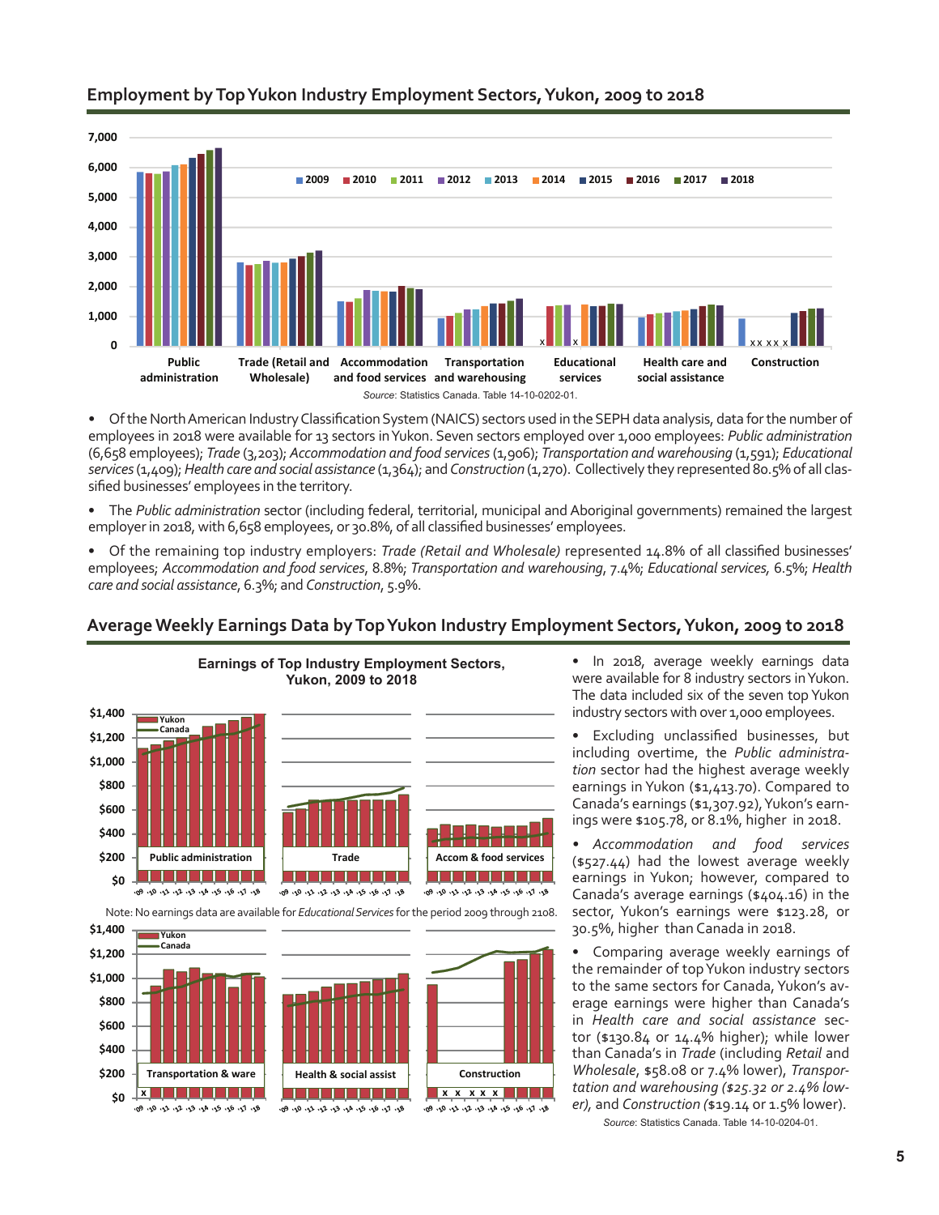## Employment by Top Yukon Industry Employment Sectors, Yukon, 2009 to 2018

Source: Statistics Canada. Table 14-10-0202-01.

- Of the North American Industry Classification System (NAICS) sectors used in the SEPH data analysis, data for the number of employees in 2018 were available for 13 sectors in Yukon. Seven sectors employed over 1,000 employees: *Public administration* (6,658 employees); *Trade* (3,203); *Accommodation and food services* (1,906); *Transportation and warehousing* (1,591); *Educational services* (1,409); *Health care and social assistance* (1,364); and *Construction* (1,270). Collectively they represented 80.5% of all classified businesses' employees in the territory.
- The *Public administration* sector (including federal, territorial, municipal and Aboriginal governments) remained the largest employer in 2018, with 6,658 employees, or 30.8%, of all classified businesses' employees.
- Of the remaining top industry employers: *Trade (Retail and Wholesale)* represented 14.8% of all classified businesses' employees; *Accommodation and food services*, 8.8%; *Transportation and warehousing*, 7.4%; *Educational services,* 6.5%; *Health care and social assistance*, 6.3%; and *Construction*, 5.9%.

## Average Weekly Earnings Data by Top Yukon Industry Employment Sectors, Yukon, 2009 to 2018

**Earnings of Top Industry Employment Sectors, Yukon, 2009 to 2018**

Note: No earnings data are available for *Educational Services* for the period 2009 through 2108.

- In 2018, average weekly earnings data were available for 8 industry sectors in Yukon. The data included six of the seven top Yukon industry sectors with over 1,000 employees.
- Excluding unclassified businesses, but including overtime, the *Public administration* sector had the highest average weekly earnings in Yukon ($1,413.70). Compared to Canada's earnings ($1,307.92), Yukon's earnings were $105.78, or 8.1%, higher in 2018.
- *Accommodation and food services* ($527.44) had the lowest average weekly earnings in Yukon; however, compared to Canada's average earnings ($404.16) in the sector, Yukon's earnings were $123.28, or 30.5%, higher than Canada in 2018.
- Comparing average weekly earnings of the remainder of top Yukon industry sectors to the same sectors for Canada, Yukon's average earnings were higher than Canada's in *Health care and social assistance* sector ($130.84 or 14.4% higher); while lower than Canada's in *Trade* (including *Retail* and *Wholesale*, $58.08 or 7.4% lower), *Transportation and warehousing ($25.32 or 2.4% lower)*, and *Construction* ($19.14 or 1.5% lower).

Source: Statistics Canada. Table 14-10-0204-01.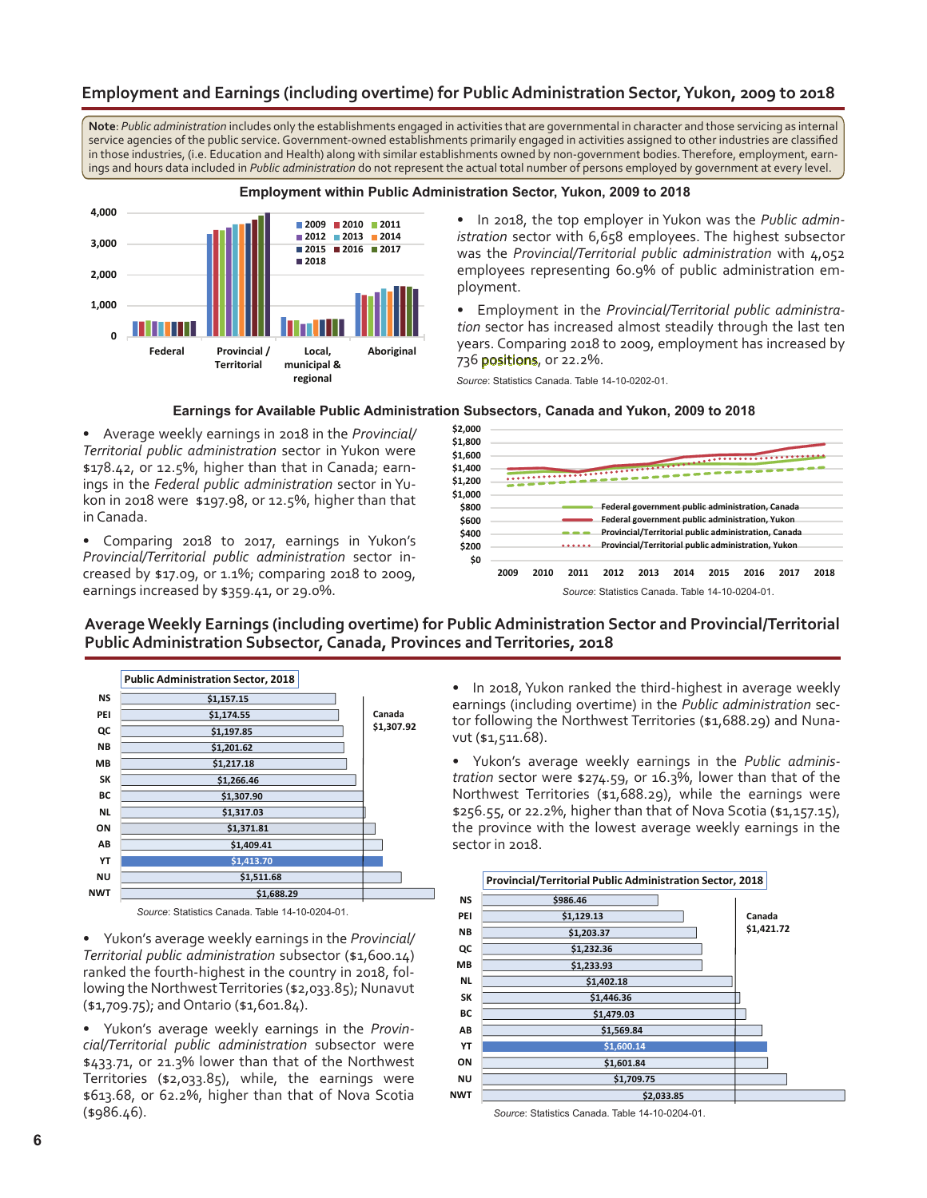## Employment and Earnings (including overtime) for Public Administration Sector, Yukon, 2009 to 2018

**Note**: *Public administration* includes only the establishments engaged in activities that are governmental in character and those servicing as internal service agencies of the public service. Government-owned establishments primarily engaged in activities assigned to other industries are classified in those industries, (i.e. Education and Health) along with similar establishments owned by non-government bodies. Therefore, employment, earnings and hours data included in *Public administration* do not represent the actual total number of persons employed by government at every level.

**Employment within Public Administration Sector, Yukon, 2009 to 2018**

- In 2018, the top employer in Yukon was the *Public administration* sector with 6,658 employees. The highest subsector was the *Provincial/Territorial public administration* with 4,052 employees representing 60.9% of public administration employment.
- Employment in the *Provincial/Territorial public administration* sector has increased almost steadily through the last ten years. Comparing 2018 to 2009, employment has increased by 736 positions, or 22.2%.

*Source*: Statistics Canada. Table 14-10-0202-01.

**Earnings for Available Public Administration Subsectors, Canada and Yukon, 2009 to 2018**

- Average weekly earnings in 2018 in the *Provincial/Territorial public administration* sector in Yukon were $178.42, or 12.5%, higher than that in Canada; earnings in the *Federal public administration* sector in Yukon in 2018 were $197.98, or 12.5%, higher than that in Canada.
- Comparing 2018 to 2017, earnings in Yukon's *Provincial/Territorial public administration* sector increased by $17.09, or 1.1%; comparing 2018 to 2009, earnings increased by $359.41, or 29.0%.

*Source*: Statistics Canada. Table 14-10-0204-01.

## Average Weekly Earnings (including overtime) for Public Administration Sector and Provincial/Territorial Public Administration Subsector, Canada, Provinces and Territories, 2018

**Public Administration Sector, 2018**

| Province/Territory | Earnings |
|---|---|
| NS | $1,157.15 |
| PEI | $1,174.55 |
| QC | $1,197.85 |
| NB | $1,201.62 |
| MB | $1,217.18 |
| SK | $1,266.46 |
| BC | $1,307.90 |
| NL | $1,317.03 |
| ON | $1,371.81 |
| AB | $1,409.41 |
| YT | $1,413.70 |
| NU | $1,511.68 |
| NWT | $1,688.29 |
| Canada | $1,307.92 |

*Source*: Statistics Canada. Table 14-10-0204-01.

- In 2018, Yukon ranked the third-highest in average weekly earnings (including overtime) in the *Public administration* sector following the Northwest Territories ($1,688.29) and Nunavut ($1,511.68).
- Yukon's average weekly earnings in the *Public administration* sector were $274.59, or 16.3%, lower than that of the Northwest Territories ($1,688.29), while the earnings were $256.55, or 22.2%, higher than that of Nova Scotia ($1,157.15), the province with the lowest average weekly earnings in the sector in 2018.
- Yukon's average weekly earnings in the *Provincial/Territorial public administration* subsector ($1,600.14) ranked the fourth-highest in the country in 2018, following the Northwest Territories ($2,033.85); Nunavut ($1,709.75); and Ontario ($1,601.84).
- Yukon's average weekly earnings in the *Provincial/Territorial public administration* subsector were $433.71, or 21.3% lower than that of the Northwest Territories ($2,033.85), while, the earnings were $613.68, or 62.2%, higher than that of Nova Scotia ($986.46).

**Provincial/Territorial Public Administration Sector, 2018**

| Province/Territory | Earnings |
|---|---|
| NS | $986.46 |
| PEI | $1,129.13 |
| NB | $1,203.37 |
| QC | $1,232.36 |
| MB | $1,233.93 |
| NL | $1,402.18 |
| SK | $1,446.36 |
| BC | $1,479.03 |
| AB | $1,569.84 |
| YT | $1,600.14 |
| ON | $1,601.84 |
| NU | $1,709.75 |
| NWT | $2,033.85 |
| Canada | $1,421.72 |

*Source*: Statistics Canada. Table 14-10-0204-01.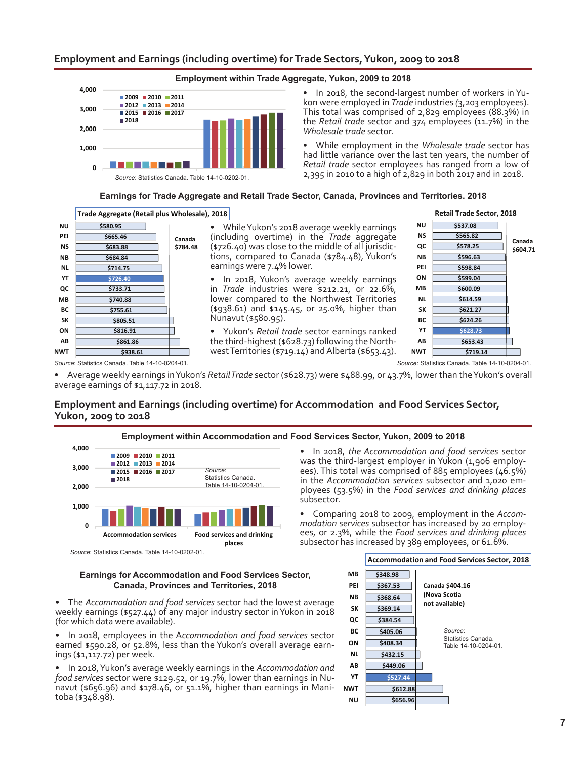## Employment and Earnings (including overtime) for Trade Sectors, Yukon, 2009 to 2018

**Employment within Trade Aggregate, Yukon, 2009 to 2018**

*Source:* Statistics Canada. Table 14-10-0202-01.

- In 2018, the second-largest number of workers in Yukon were employed in *Trade* industries (3,203 employees). This total was comprised of 2,829 employees (88.3%) in the *Retail trade* sector and 374 employees (11.7%) in the *Wholesale trade* sector.
- While employment in the *Wholesale trade* sector has had little variance over the last ten years, the number of *Retail trade* sector employees has ranged from a low of 2,395 in 2010 to a high of 2,829 in both 2017 and in 2018.

**Earnings for Trade Aggregate and Retail Trade Sector, Canada, Provinces and Territories. 2018**

**Trade Aggregate (Retail plus Wholesale), 2018**

| Jurisdiction | Weekly earnings |
|---|---|
| NU | $580.95 |
| PEI | $665.46 |
| NS | $683.88 |
| NB | $684.84 |
| NL | $714.75 |
| YT | $726.40 |
| QC | $733.71 |
| MB | $740.88 |
| BC | $755.61 |
| SK | $805.51 |
| ON | $816.91 |
| AB | $861.86 |
| NWT | $938.61 |
| Canada | $784.48 |

*Source*: Statistics Canada. Table 14-10-0204-01.

- While Yukon's 2018 average weekly earnings (including overtime) in the *Trade* aggregate ($726.40) was close to the middle of all jurisdictions, compared to Canada ($784.48), Yukon's earnings were 7.4% lower.
- In 2018, Yukon's average weekly earnings in *Trade* industries were $212.21, or 22.6%, lower compared to the Northwest Territories ($938.61) and $145.45, or 25.0%, higher than Nunavut ($580.95).
- Yukon's *Retail trade* sector earnings ranked the third-highest ($628.73) following the Northwest Territories ($719.14) and Alberta ($653.43).

**Retail Trade Sector, 2018**

| Jurisdiction | Weekly earnings |
|---|---|
| NU | $537.08 |
| NS | $565.82 |
| QC | $578.25 |
| NB | $596.63 |
| PEI | $598.84 |
| ON | $599.04 |
| MB | $600.09 |
| NL | $614.59 |
| SK | $621.27 |
| BC | $624.26 |
| YT | $628.73 |
| AB | $653.43 |
| NWT | $719.14 |
| Canada | $604.71 |

*Source*: Statistics Canada. Table 14-10-0204-01.

- Average weekly earnings in Yukon's *Retail Trade* sector ($628.73) were $488.99, or 43.7%, lower than the Yukon's overall average earnings of $1,117.72 in 2018.

## Employment and Earnings (including overtime) for Accommodation and Food Services Sector, Yukon, 2009 to 2018

**Employment within Accommodation and Food Services Sector, Yukon, 2009 to 2018**

*Source*: Statistics Canada. Table 14-10-0202-01.

- In 2018, *the Accommodation and food services* sector was the third-largest employer in Yukon (1,906 employees). This total was comprised of 885 employees (46.5%) in the *Accommodation services* subsector and 1,020 employees (53.5%) in the *Food services and drinking places* subsector.
- Comparing 2018 to 2009, employment in the *Accommodation services* subsector has increased by 20 employees, or 2.3%, while the *Food services and drinking places* subsector has increased by 389 employees, or 61.6%.

**Earnings for Accommodation and Food Services Sector, Canada, Provinces and Territories, 2018**

- The *Accommodation and food services* sector had the lowest average weekly earnings ($527.44) of any major industry sector in Yukon in 2018 (for which data were available).
- In 2018, employees in the *Accommodation and food services* sector earned $590.28, or 52.8%, less than the Yukon's overall average earnings ($1,117.72) per week.
- In 2018, Yukon's average weekly earnings in the *Accommodation and food services* sector were $129.52, or 19.7%, lower than earnings in Nunavut ($656.96) and $178.46, or 51.1%, higher than earnings in Manitoba ($348.98).

**Accommodation and Food Services Sector, 2018**

| Jurisdiction | Weekly earnings |
|---|---|
| MB | $348.98 |
| PEI | $367.53 |
| NB | $368.64 |
| SK | $369.14 |
| QC | $384.54 |
| BC | $405.06 |
| ON | $408.34 |
| NL | $432.15 |
| AB | $449.06 |
| YT | $527.44 |
| NWT | $612.88 |
| NU | $656.96 |
| Canada (Nova Scotia not available) | $404.16 |

*Source*: Statistics Canada. Table 14-10-0204-01.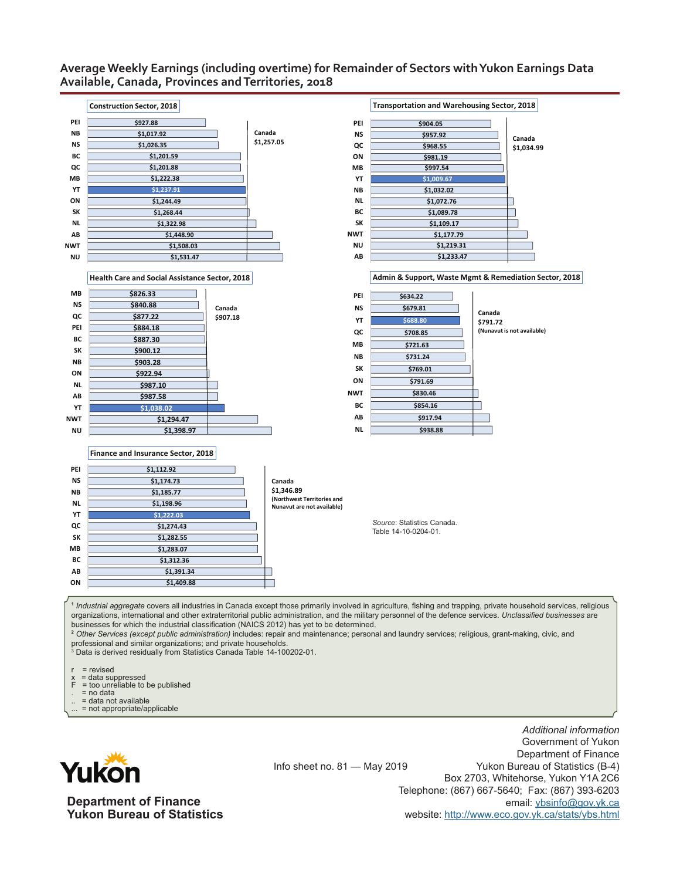## Average Weekly Earnings (including overtime) for Remainder of Sectors with Yukon Earnings Data Available, Canada, Provinces and Territories, 2018

**Construction Sector, 2018**

PEI $927.88
NB $1,017.92
NS $1,026.35
BC $1,201.59
QC $1,201.88
MB $1,222.38
YT $1,237.91
ON $1,244.49
SK $1,268.44
NL $1,322.98
AB $1,448.90
NWT $1,508.03
NU $1,531.47

Canada $1,257.05

**Transportation and Warehousing Sector, 2018**

PEI $904.05
NS $957.92
QC $968.55
ON $981.19
MB $997.54
YT $1,009.67
NB $1,032.02
NL $1,072.76
BC $1,089.78
SK $1,109.17
NWT $1,177.79
NU $1,219.31
AB $1,233.47

Canada $1,034.99

**Health Care and Social Assistance Sector, 2018**

MB $826.33
NS $840.88
QC $877.22
PEI $884.18
BC $887.30
SK $900.12
NB $903.28
ON $922.94
NL $987.10
AB $987.58
YT $1,038.02
NWT $1,294.47
NU $1,398.97

Canada $907.18

**Admin & Support, Waste Mgmt & Remediation Sector, 2018**

PEI $634.22
NS $679.81
YT $688.80
QC $708.85
MB $721.63
NB $731.24
SK $769.01
ON $791.69
NWT $830.46
BC $854.16
AB $917.94
NL $938.88

Canada $791.72
(Nunavut is not available)

**Finance and Insurance Sector, 2018**

PEI $1,112.92
NS $1,174.73
NB $1,185.77
NL $1,198.96
YT $1,222.03
QC $1,274.43
SK $1,282.55
MB $1,283.07
BC $1,312.36
AB $1,391.34
ON $1,409.88

Canada $1,346.89
(Northwest Territories and Nunavut are not available)

*Source*: Statistics Canada. Table 14-10-0204-01.

[1] *Industrial aggregate* covers all industries in Canada except those primarily involved in agriculture, fishing and trapping, private household services, religious organizations, international and other extraterritorial public administration, and the military personnel of the defence services. *Unclassified businesses* are businesses for which the industrial classification (NAICS 2012) has yet to be determined.
[2] *Other Services (except public administration)* includes: repair and maintenance; personal and laundry services; religious, grant-making, civic, and professional and similar organizations; and private households.
[3] Data is derived residually from Statistics Canada Table 14-100202-01.

r = revised
x = data suppressed
F = too unreliable to be published
. = no data
.. = data not available
... = not appropriate/applicable

Yukon
Department of Finance
Yukon Bureau of Statistics

Info sheet no. 81 — May 2019

*Additional information*
Government of Yukon
Department of Finance
Yukon Bureau of Statistics (B-4)
Box 2703, Whitehorse, Yukon Y1A 2C6
Telephone: (867) 667-5640; Fax: (867) 393-6203
email: ybsinfo@gov.yk.ca
website: http://www.eco.gov.yk.ca/stats/ybs.html